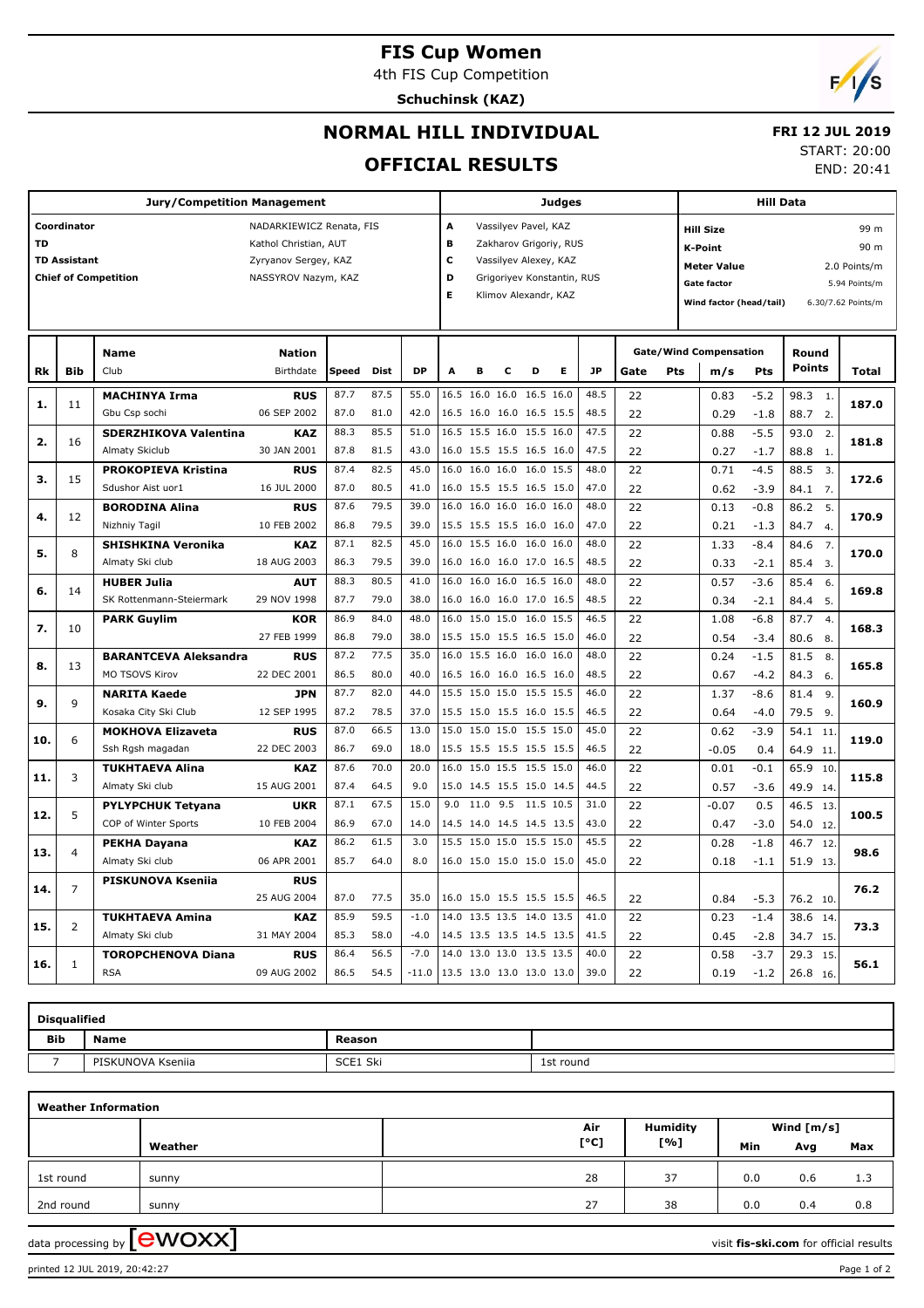# FIS Cup Women

4th FIS Cup Competition

**Schuchinsk (KAZ)**

## NORMAL HILL INDIVIDUAL

## OFFICIAL RESULTS

**FRI 12 JUL 2019**

START: 20:00

END: 20:41

| Jury/Competition Management | | Judges | | Hill Data | |
|---|---|---|---|---|---|
| **Coordinator** | NADARKIEWICZ Renata, FIS | **A** | Vassilyev Pavel, KAZ | **Hill Size** | 99 m |
| **TD** | Kathol Christian, AUT | **B** | Zakharov Grigoriy, RUS | **K-Point** | 90 m |
| **TD Assistant** | Zyryanov Sergey, KAZ | **C** | Vassilyev Alexey, KAZ | **Meter Value** | 2.0 Points/m |
| **Chief of Competition** | NASSYROV Nazym, KAZ | **D** | Grigoriyev Konstantin, RUS | **Gate factor** | 5.94 Points/m |
| | | **E** | Klimov Alexandr, KAZ | **Wind factor (head/tail)** | 6.30/7.62 Points/m |

| Rk | Bib | Name / Club | Nation / Birthdate | Speed | Dist | DP | A | B | C | D | E | JP | Gate | Pts | m/s | Pts | Round Points | Total |
|---|---|---|---|---|---|---|---|---|---|---|---|---|---|---|---|---|---|---|
| **1.** | 11 | **MACHINYA Irma** | **RUS** | 87.7 | 87.5 | 55.0 | 16.5 | 16.0 | 16.0 | 16.5 | 16.0 | 48.5 | 22 | | 0.83 | -5.2 | 98.3 1. | **187.0** |
| | | Gbu Csp sochi | 06 SEP 2002 | 87.0 | 81.0 | 42.0 | 16.5 | 16.0 | 16.0 | 16.5 | 15.5 | 48.5 | 22 | | 0.29 | -1.8 | 88.7 2. | |
| **2.** | 16 | **SDERZHIKOVA Valentina** | **KAZ** | 88.3 | 85.5 | 51.0 | 16.5 | 15.5 | 16.0 | 15.5 | 16.0 | 47.5 | 22 | | 0.88 | -5.5 | 93.0 2. | **181.8** |
| | | Almaty Skiclub | 30 JAN 2001 | 87.8 | 81.5 | 43.0 | 16.0 | 15.5 | 15.5 | 16.5 | 16.0 | 47.5 | 22 | | 0.27 | -1.7 | 88.8 1. | |
| **3.** | 15 | **PROKOPIEVA Kristina** | **RUS** | 87.4 | 82.5 | 45.0 | 16.0 | 16.0 | 16.0 | 16.0 | 15.5 | 48.0 | 22 | | 0.71 | -4.5 | 88.5 3. | **172.6** |
| | | Sdushor Aist uor1 | 16 JUL 2000 | 87.0 | 80.5 | 41.0 | 16.0 | 15.5 | 15.5 | 16.5 | 15.0 | 47.0 | 22 | | 0.62 | -3.9 | 84.1 7. | |
| **4.** | 12 | **BORODINA Alina** | **RUS** | 87.6 | 79.5 | 39.0 | 16.0 | 16.0 | 16.0 | 16.0 | 16.0 | 48.0 | 22 | | 0.13 | -0.8 | 86.2 5. | **170.9** |
| | | Nizhniy Tagil | 10 FEB 2002 | 86.8 | 79.5 | 39.0 | 15.5 | 15.5 | 15.5 | 16.0 | 16.0 | 47.0 | 22 | | 0.21 | -1.3 | 84.7 4. | |
| **5.** | 8 | **SHISHKINA Veronika** | **KAZ** | 87.1 | 82.5 | 45.0 | 16.0 | 15.5 | 16.0 | 16.0 | 16.0 | 48.0 | 22 | | 1.33 | -8.4 | 84.6 7. | **170.0** |
| | | Almaty Ski club | 18 AUG 2003 | 86.3 | 79.5 | 39.0 | 16.0 | 16.0 | 16.0 | 17.0 | 16.5 | 48.5 | 22 | | 0.33 | -2.1 | 85.4 3. | |
| **6.** | 14 | **HUBER Julia** | **AUT** | 88.3 | 80.5 | 41.0 | 16.0 | 16.0 | 16.0 | 16.5 | 16.0 | 48.0 | 22 | | 0.57 | -3.6 | 85.4 6. | **169.8** |
| | | SK Rottenmann-Steiermark | 29 NOV 1998 | 87.7 | 79.0 | 38.0 | 16.0 | 16.0 | 16.0 | 17.0 | 16.5 | 48.5 | 22 | | 0.34 | -2.1 | 84.4 5. | |
| **7.** | 10 | **PARK Guylim** | **KOR** | 86.9 | 84.0 | 48.0 | 16.0 | 15.0 | 15.0 | 16.0 | 15.5 | 46.5 | 22 | | 1.08 | -6.8 | 87.7 4. | **168.3** |
| | | | 27 FEB 1999 | 86.8 | 79.0 | 38.0 | 15.5 | 15.0 | 15.5 | 16.5 | 15.0 | 46.0 | 22 | | 0.54 | -3.4 | 80.6 8. | |
| **8.** | 13 | **BARANTCEVA Aleksandra** | **RUS** | 87.2 | 77.5 | 35.0 | 16.0 | 15.5 | 16.0 | 16.0 | 16.0 | 48.0 | 22 | | 0.24 | -1.5 | 81.5 8. | **165.8** |
| | | MO TSOVS Kirov | 22 DEC 2001 | 86.5 | 80.0 | 40.0 | 16.5 | 16.0 | 16.0 | 16.5 | 16.0 | 48.5 | 22 | | 0.67 | -4.2 | 84.3 6. | |
| **9.** | 9 | **NARITA Kaede** | **JPN** | 87.7 | 82.0 | 44.0 | 15.5 | 15.0 | 15.0 | 15.5 | 15.5 | 46.0 | 22 | | 1.37 | -8.6 | 81.4 9. | **160.9** |
| | | Kosaka City Ski Club | 12 SEP 1995 | 87.2 | 78.5 | 37.0 | 15.5 | 15.0 | 15.5 | 16.0 | 15.5 | 46.5 | 22 | | 0.64 | -4.0 | 79.5 9. | |
| **10.** | 6 | **MOKHOVA Elizaveta** | **RUS** | 87.0 | 66.5 | 13.0 | 15.0 | 15.0 | 15.0 | 15.5 | 15.0 | 45.0 | 22 | | 0.62 | -3.9 | 54.1 11. | **119.0** |
| | | Ssh Rgsh magadan | 22 DEC 2003 | 86.7 | 69.0 | 18.0 | 15.5 | 15.5 | 15.5 | 15.5 | 15.5 | 46.5 | 22 | | -0.05 | 0.4 | 64.9 11. | |
| **11.** | 3 | **TUKHTAEVA Alina** | **KAZ** | 87.6 | 70.0 | 20.0 | 16.0 | 15.0 | 15.5 | 15.5 | 15.0 | 46.0 | 22 | | 0.01 | -0.1 | 65.9 10. | **115.8** |
| | | Almaty Ski club | 15 AUG 2001 | 87.4 | 64.5 | 9.0 | 15.0 | 14.5 | 15.5 | 15.0 | 14.5 | 44.5 | 22 | | 0.57 | -3.6 | 49.9 14. | |
| **12.** | 5 | **PYLYPCHUK Tetyana** | **UKR** | 87.1 | 67.5 | 15.0 | 9.0 | 11.0 | 9.5 | 11.5 | 10.5 | 31.0 | 22 | | -0.07 | 0.5 | 46.5 13. | **100.5** |
| | | COP of Winter Sports | 10 FEB 2004 | 86.9 | 67.0 | 14.0 | 14.5 | 14.0 | 14.5 | 14.5 | 13.5 | 43.0 | 22 | | 0.47 | -3.0 | 54.0 12. | |
| **13.** | 4 | **PEKHA Dayana** | **KAZ** | 86.2 | 61.5 | 3.0 | 15.5 | 15.0 | 15.0 | 15.5 | 15.0 | 45.5 | 22 | | 0.28 | -1.8 | 46.7 12. | **98.6** |
| | | Almaty Ski club | 06 APR 2001 | 85.7 | 64.0 | 8.0 | 16.0 | 15.0 | 15.0 | 15.0 | 15.0 | 45.0 | 22 | | 0.18 | -1.1 | 51.9 13. | |
| **14.** | 7 | **PISKUNOVA Kseniia** | **RUS** | | | | | | | | | | | | | | | **76.2** |
| | | | 25 AUG 2004 | 87.0 | 77.5 | 35.0 | 16.0 | 15.0 | 15.5 | 15.5 | 15.5 | 46.5 | 22 | | 0.84 | -5.3 | 76.2 10. | |
| **15.** | 2 | **TUKHTAEVA Amina** | **KAZ** | 85.9 | 59.5 | -1.0 | 14.0 | 13.5 | 13.5 | 14.0 | 13.5 | 41.0 | 22 | | 0.23 | -1.4 | 38.6 14. | **73.3** |
| | | Almaty Ski club | 31 MAY 2004 | 85.3 | 58.0 | -4.0 | 14.5 | 13.5 | 13.5 | 14.5 | 13.5 | 41.5 | 22 | | 0.45 | -2.8 | 34.7 15. | |
| **16.** | 1 | **TOROPCHENOVA Diana** | **RUS** | 86.4 | 56.5 | -7.0 | 14.0 | 13.0 | 13.0 | 13.5 | 13.5 | 40.0 | 22 | | 0.58 | -3.7 | 29.3 15. | **56.1** |
| | | RSA | 09 AUG 2002 | 86.5 | 54.5 | -11.0 | 13.5 | 13.0 | 13.0 | 13.0 | 13.0 | 39.0 | 22 | | 0.19 | -1.2 | 26.8 16. | |

| Disqualified | | | |
|---|---|---|---|
| **Bib** | **Name** | **Reason** | |
| 7 | PISKUNOVA Kseniia | SCE1 Ski | 1st round |

| Weather Information | | | | | | |
|---|---|---|---|---|---|---|
| | Weather | Air [°C] | Humidity [%] | Wind [m/s] Min | Avg | Max |
| 1st round | sunny | 28 | 37 | 0.0 | 0.6 | 1.3 |
| 2nd round | sunny | 27 | 38 | 0.0 | 0.4 | 0.8 |

data processing by ewoxx

visit **fis-ski.com** for official results

printed 12 JUL 2019, 20:42:27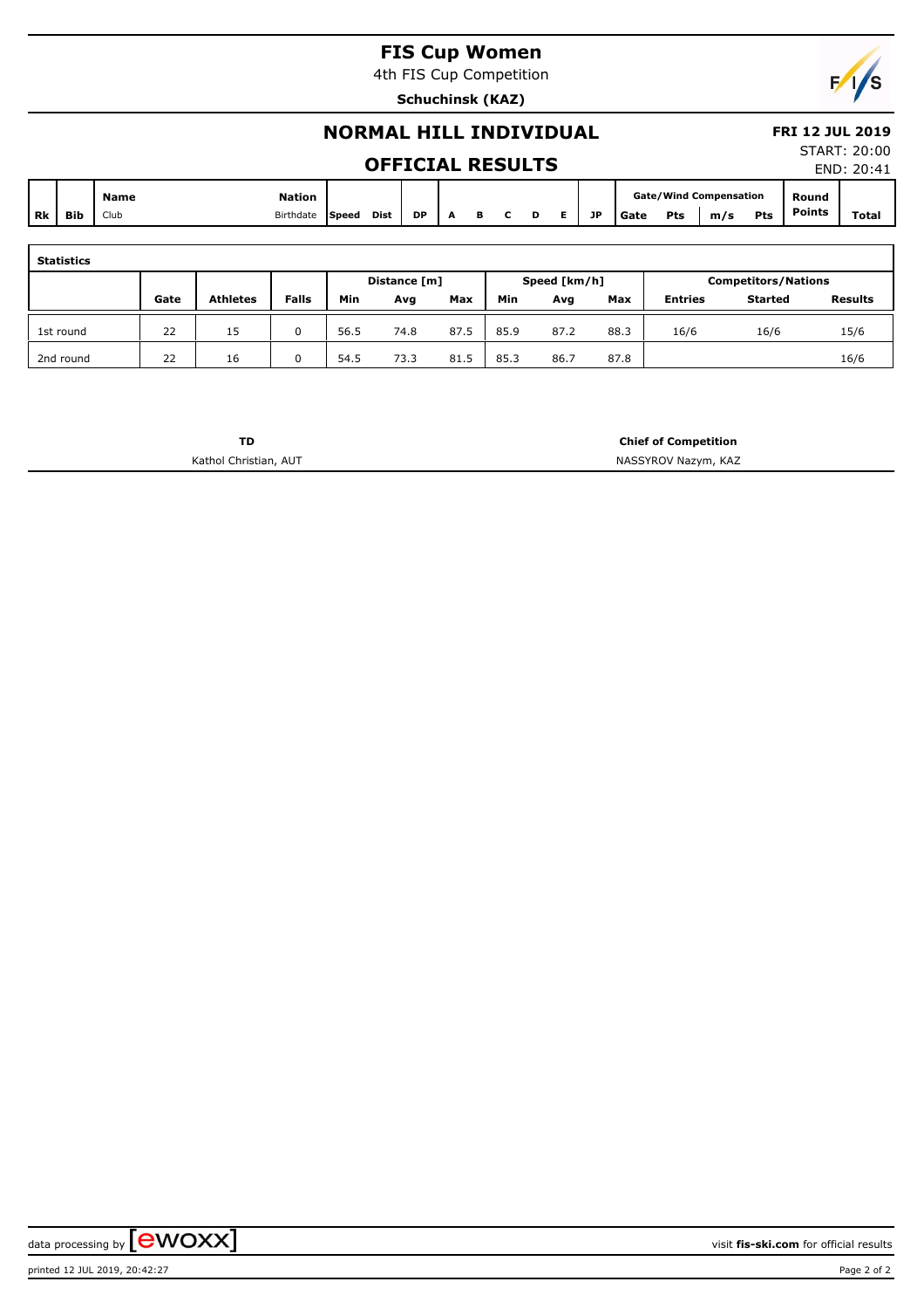# FIS Cup Women

4th FIS Cup Competition

**Schuchinsk (KAZ)**

## NORMAL HILL INDIVIDUAL

**FRI 12 JUL 2019**

START: 20:00

END: 20:41

## OFFICIAL RESULTS

| Rk | Bib | Name<br>Club | Nation<br>Birthdate | Speed | Dist | DP | A | B | C | D | E | JP | Gate/Wind Compensation<br>Gate | Pts | m/s | Pts | Round Points | Total |
|---|---|---|---|---|---|---|---|---|---|---|---|---|---|---|---|---|---|---|

| Statistics | | | | | | | | | | | | |
|---|---|---|---|---|---|---|---|---|---|---|---|---|
| | | | | Distance [m] | | | Speed [km/h] | | | Competitors/Nations | | |
| | Gate | Athletes | Falls | Min | Avg | Max | Min | Avg | Max | Entries | Started | Results |
| 1st round | 22 | 15 | 0 | 56.5 | 74.8 | 87.5 | 85.9 | 87.2 | 88.3 | 16/6 | 16/6 | 15/6 |
| 2nd round | 22 | 16 | 0 | 54.5 | 73.3 | 81.5 | 85.3 | 86.7 | 87.8 | | | 16/6 |

| TD | Chief of Competition |
|---|---|
| Kathol Christian, AUT | NASSYROV Nazym, KAZ |

data processing by [ewoxx]

visit **fis-ski.com** for official results

printed 12 JUL 2019, 20:42:27